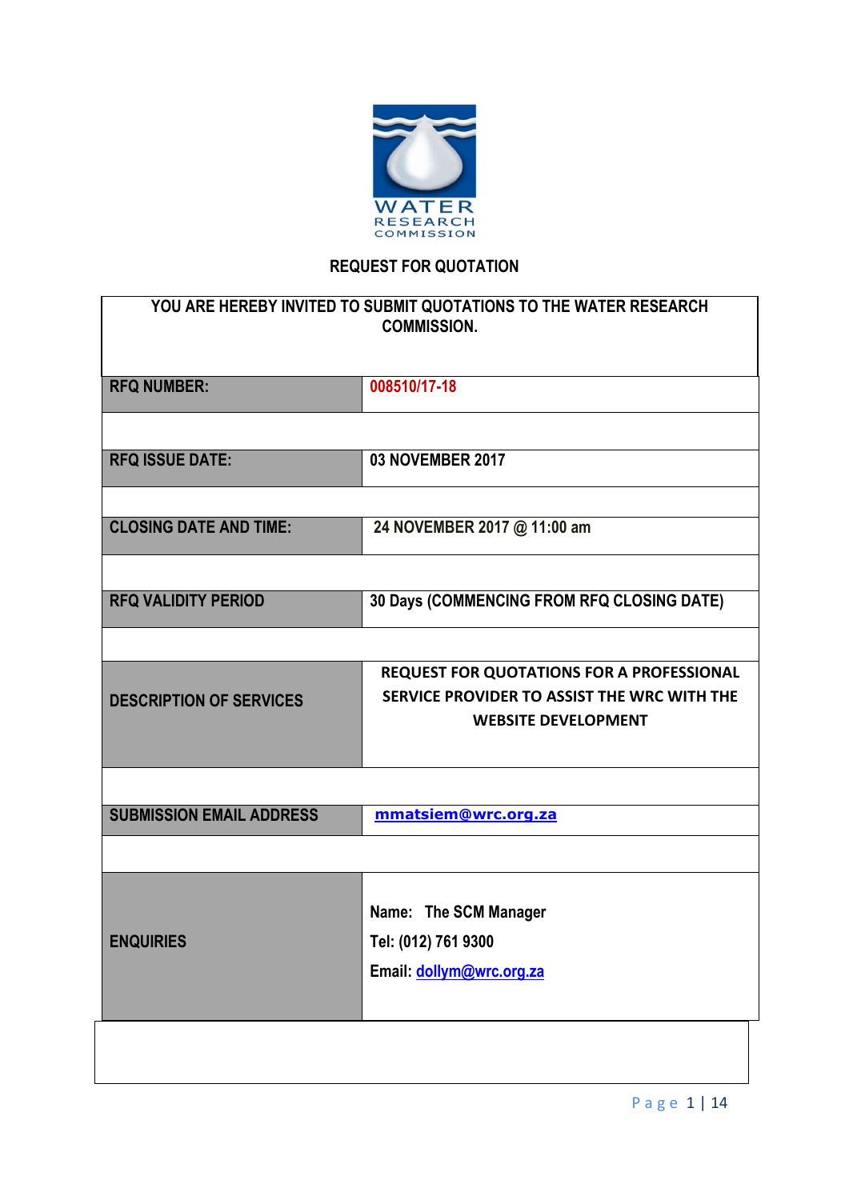WATER RESEARCH COMMISSION

## REQUEST FOR QUOTATION

| YOU ARE HEREBY INVITED TO SUBMIT QUOTATIONS TO THE WATER RESEARCH COMMISSION. | |
|---|---|
| **RFQ NUMBER:** | 008510/17-18 |
| | |
| **RFQ ISSUE DATE:** | 03 NOVEMBER 2017 |
| | |
| **CLOSING DATE AND TIME:** | 24 NOVEMBER 2017 @ 11:00 am |
| | |
| **RFQ VALIDITY PERIOD** | 30 Days (COMMENCING FROM RFQ CLOSING DATE) |
| | |
| **DESCRIPTION OF SERVICES** | **REQUEST FOR QUOTATIONS FOR A PROFESSIONAL SERVICE PROVIDER TO ASSIST THE WRC WITH THE WEBSITE DEVELOPMENT** |
| | |
| **SUBMISSION EMAIL ADDRESS** | mmatsiem@wrc.org.za |
| | |
| **ENQUIRIES** | Name: The SCM Manager<br>Tel: (012) 761 9300<br>Email: dollym@wrc.org.za |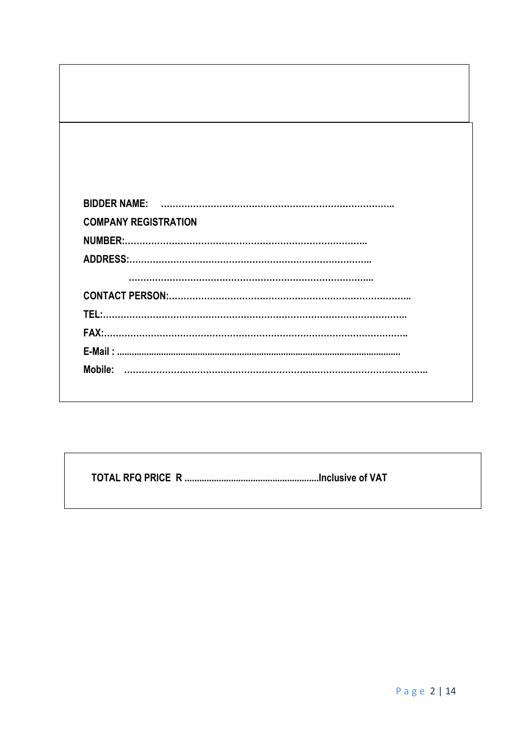**BIDDER NAME: ……………………………………………………………………..**

**COMPANY REGISTRATION**

**NUMBER:…………………………………………………………………………..**

**ADDRESS:…………………………………………………………………………..**

**…………………………………………………………………………..**

**CONTACT PERSON:………………………………………………………………………..**

**TEL:…………………………………………………………………………………………..**

**FAX:…………………………………………………………………………………………..**

**E-Mail : ………………………………………………………………………………………**

**Mobile: …………………………………………………………………………………………..**

**TOTAL RFQ PRICE R …………………………………………………Inclusive of VAT**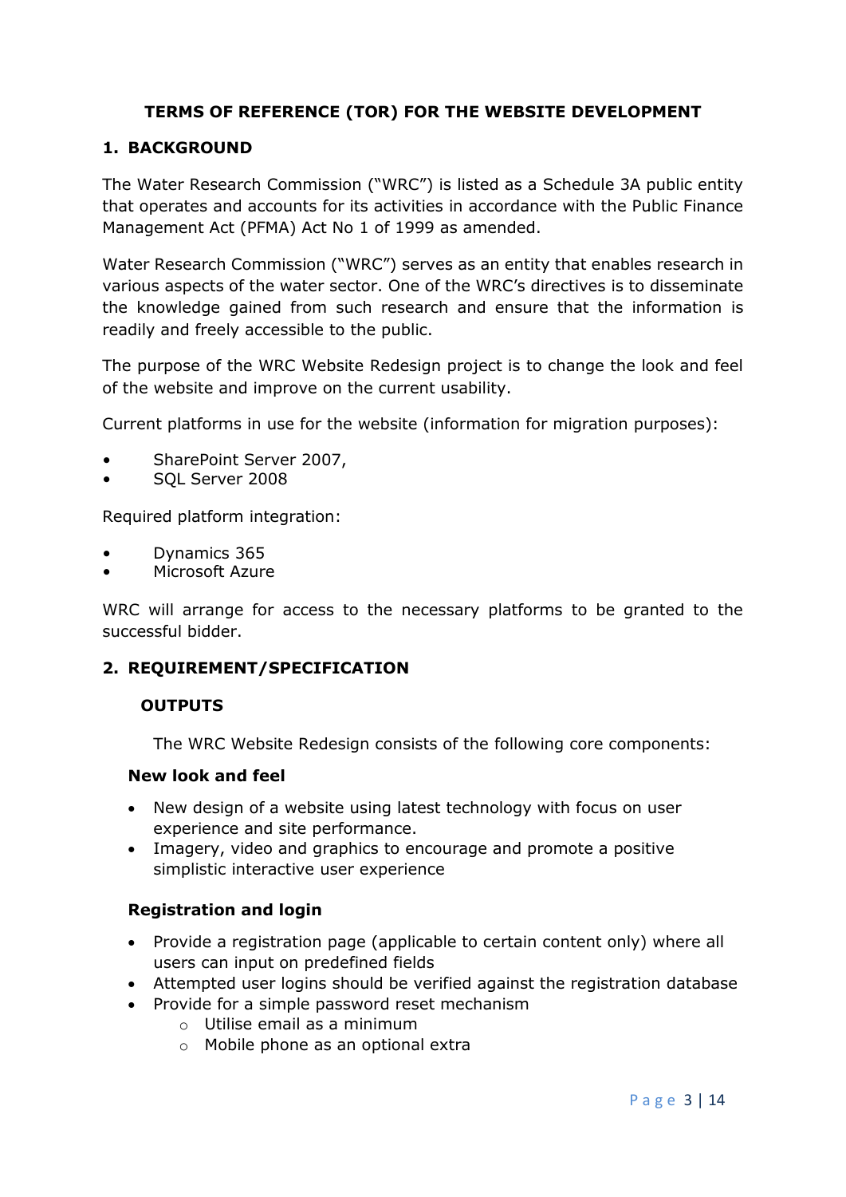## TERMS OF REFERENCE (TOR) FOR THE WEBSITE DEVELOPMENT

### 1. BACKGROUND

The Water Research Commission ("WRC") is listed as a Schedule 3A public entity that operates and accounts for its activities in accordance with the Public Finance Management Act (PFMA) Act No 1 of 1999 as amended.

Water Research Commission ("WRC") serves as an entity that enables research in various aspects of the water sector. One of the WRC's directives is to disseminate the knowledge gained from such research and ensure that the information is readily and freely accessible to the public.

The purpose of the WRC Website Redesign project is to change the look and feel of the website and improve on the current usability.

Current platforms in use for the website (information for migration purposes):

- SharePoint Server 2007,
- SQL Server 2008

Required platform integration:

- Dynamics 365
- Microsoft Azure

WRC will arrange for access to the necessary platforms to be granted to the successful bidder.

### 2. REQUIREMENT/SPECIFICATION

**OUTPUTS**

The WRC Website Redesign consists of the following core components:

**New look and feel**

- New design of a website using latest technology with focus on user experience and site performance.
- Imagery, video and graphics to encourage and promote a positive simplistic interactive user experience

**Registration and login**

- Provide a registration page (applicable to certain content only) where all users can input on predefined fields
- Attempted user logins should be verified against the registration database
- Provide for a simple password reset mechanism
  - Utilise email as a minimum
  - Mobile phone as an optional extra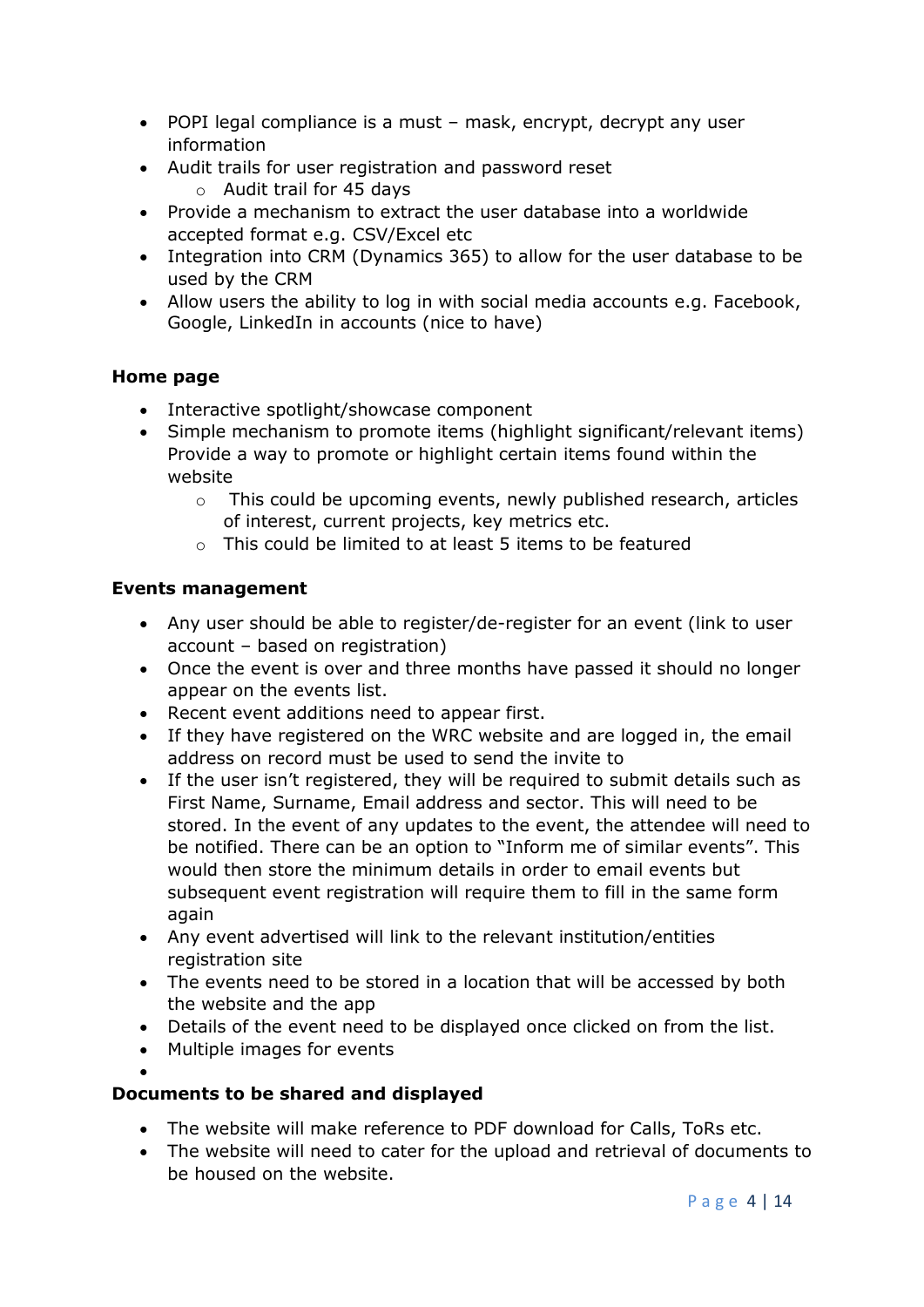- POPI legal compliance is a must – mask, encrypt, decrypt any user information
- Audit trails for user registration and password reset
    - Audit trail for 45 days
- Provide a mechanism to extract the user database into a worldwide accepted format e.g. CSV/Excel etc
- Integration into CRM (Dynamics 365) to allow for the user database to be used by the CRM
- Allow users the ability to log in with social media accounts e.g. Facebook, Google, LinkedIn in accounts (nice to have)

**Home page**

- Interactive spotlight/showcase component
- Simple mechanism to promote items (highlight significant/relevant items) Provide a way to promote or highlight certain items found within the website
    - This could be upcoming events, newly published research, articles of interest, current projects, key metrics etc.
    - This could be limited to at least 5 items to be featured

**Events management**

- Any user should be able to register/de-register for an event (link to user account – based on registration)
- Once the event is over and three months have passed it should no longer appear on the events list.
- Recent event additions need to appear first.
- If they have registered on the WRC website and are logged in, the email address on record must be used to send the invite to
- If the user isn't registered, they will be required to submit details such as First Name, Surname, Email address and sector. This will need to be stored. In the event of any updates to the event, the attendee will need to be notified. There can be an option to "Inform me of similar events". This would then store the minimum details in order to email events but subsequent event registration will require them to fill in the same form again
- Any event advertised will link to the relevant institution/entities registration site
- The events need to be stored in a location that will be accessed by both the website and the app
- Details of the event need to be displayed once clicked on from the list.
- Multiple images for events

**Documents to be shared and displayed**

- The website will make reference to PDF download for Calls, ToRs etc.
- The website will need to cater for the upload and retrieval of documents to be housed on the website.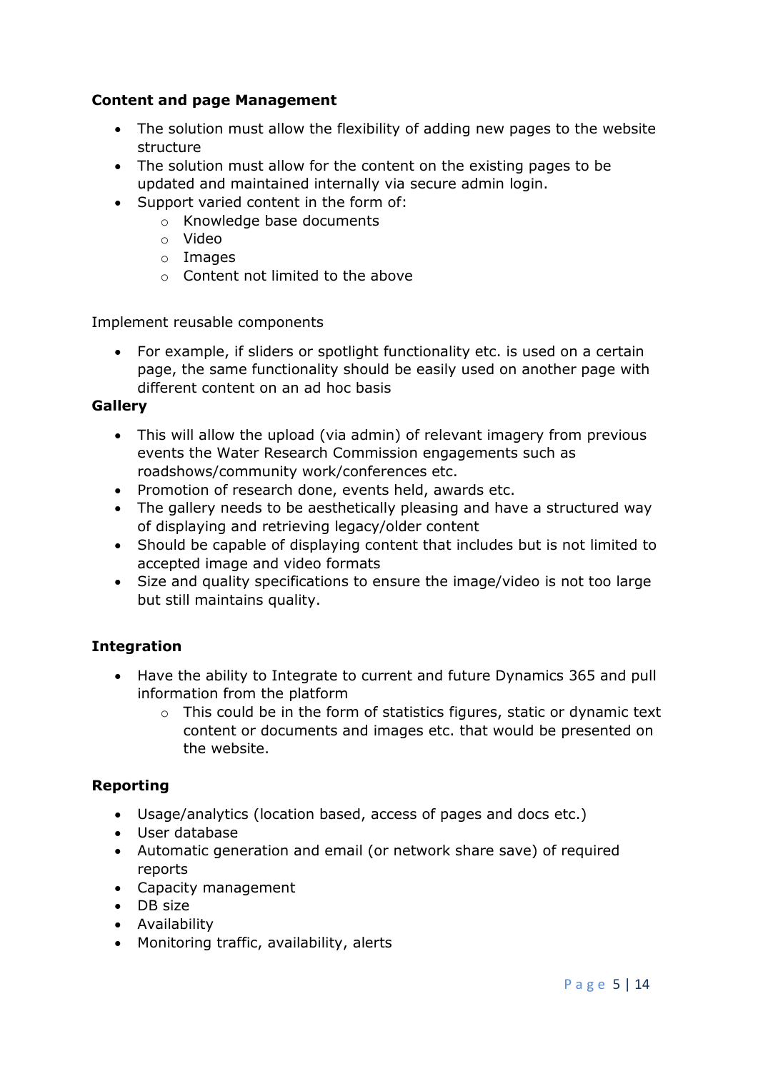**Content and page Management**

- The solution must allow the flexibility of adding new pages to the website structure
- The solution must allow for the content on the existing pages to be updated and maintained internally via secure admin login.
- Support varied content in the form of:
    - Knowledge base documents
    - Video
    - Images
    - Content not limited to the above

Implement reusable components

- For example, if sliders or spotlight functionality etc. is used on a certain page, the same functionality should be easily used on another page with different content on an ad hoc basis

**Gallery**

- This will allow the upload (via admin) of relevant imagery from previous events the Water Research Commission engagements such as roadshows/community work/conferences etc.
- Promotion of research done, events held, awards etc.
- The gallery needs to be aesthetically pleasing and have a structured way of displaying and retrieving legacy/older content
- Should be capable of displaying content that includes but is not limited to accepted image and video formats
- Size and quality specifications to ensure the image/video is not too large but still maintains quality.

**Integration**

- Have the ability to Integrate to current and future Dynamics 365 and pull information from the platform
    - This could be in the form of statistics figures, static or dynamic text content or documents and images etc. that would be presented on the website.

**Reporting**

- Usage/analytics (location based, access of pages and docs etc.)
- User database
- Automatic generation and email (or network share save) of required reports
- Capacity management
- DB size
- Availability
- Monitoring traffic, availability, alerts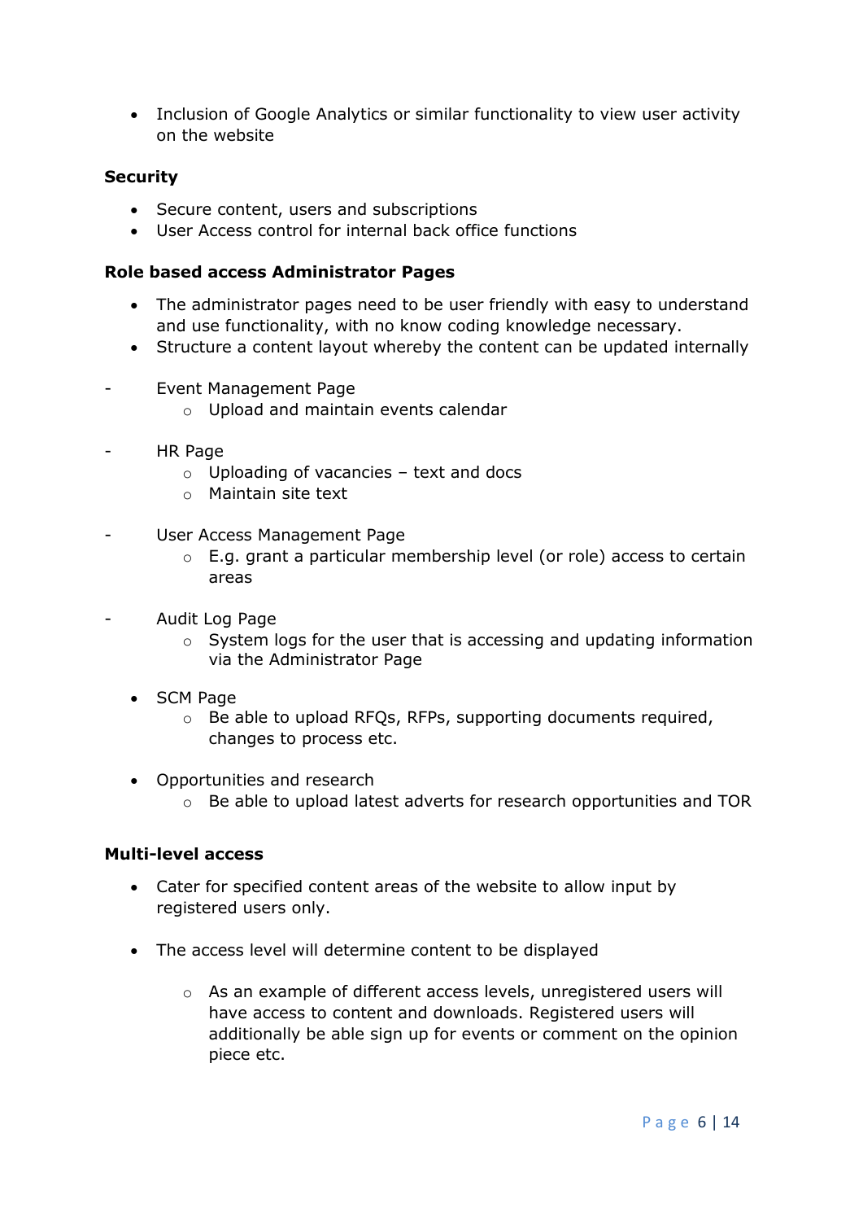- Inclusion of Google Analytics or similar functionality to view user activity on the website

**Security**

- Secure content, users and subscriptions
- User Access control for internal back office functions

**Role based access Administrator Pages**

- The administrator pages need to be user friendly with easy to understand and use functionality, with no know coding knowledge necessary.
- Structure a content layout whereby the content can be updated internally

- Event Management Page
  - Upload and maintain events calendar

- HR Page
  - Uploading of vacancies – text and docs
  - Maintain site text

- User Access Management Page
  - E.g. grant a particular membership level (or role) access to certain areas

- Audit Log Page
  - System logs for the user that is accessing and updating information via the Administrator Page

- SCM Page
  - Be able to upload RFQs, RFPs, supporting documents required, changes to process etc.

- Opportunities and research
  - Be able to upload latest adverts for research opportunities and TOR

**Multi-level access**

- Cater for specified content areas of the website to allow input by registered users only.

- The access level will determine content to be displayed

  - As an example of different access levels, unregistered users will have access to content and downloads. Registered users will additionally be able sign up for events or comment on the opinion piece etc.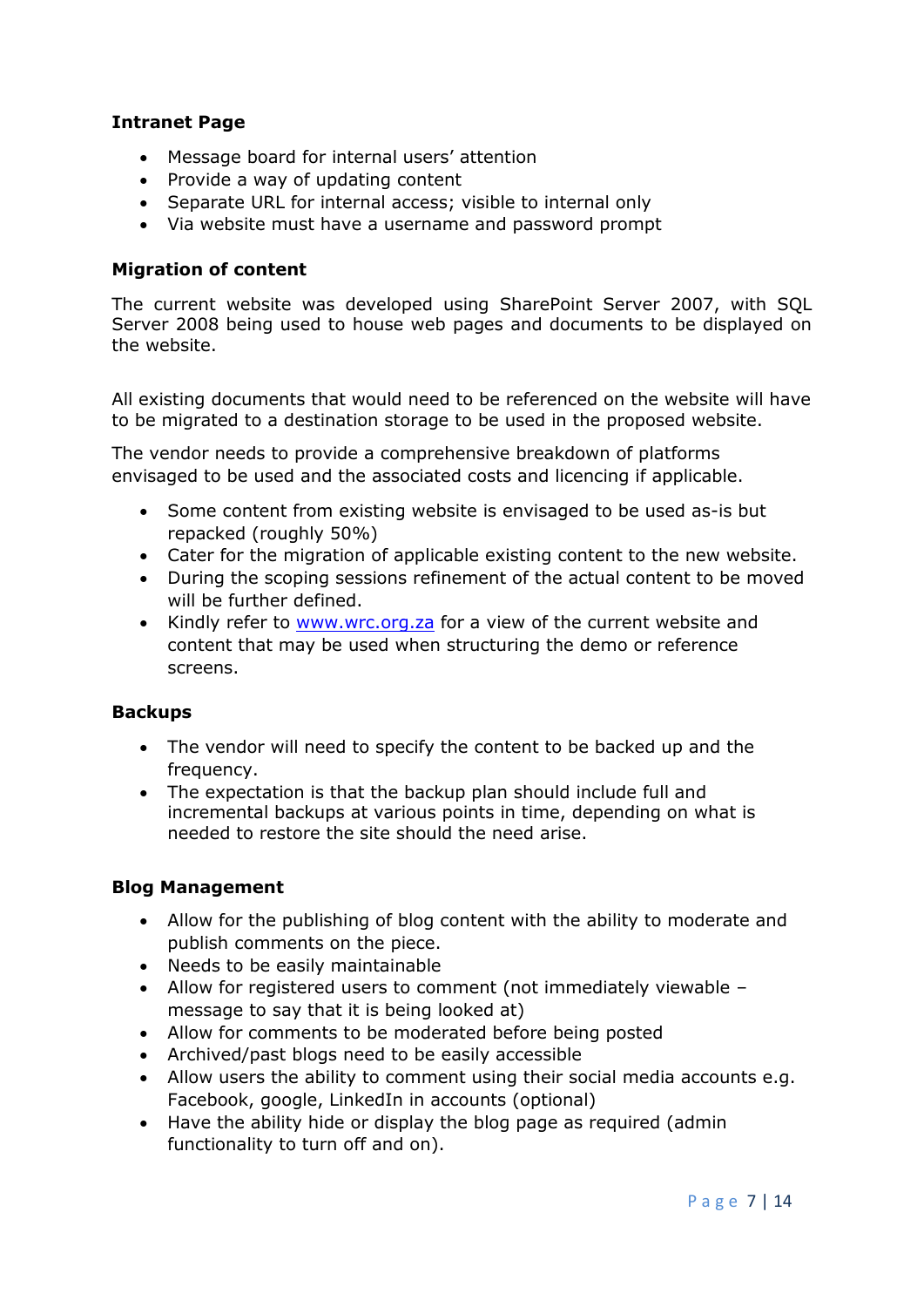**Intranet Page**

- Message board for internal users' attention
- Provide a way of updating content
- Separate URL for internal access; visible to internal only
- Via website must have a username and password prompt

**Migration of content**

The current website was developed using SharePoint Server 2007, with SQL Server 2008 being used to house web pages and documents to be displayed on the website.

All existing documents that would need to be referenced on the website will have to be migrated to a destination storage to be used in the proposed website.

The vendor needs to provide a comprehensive breakdown of platforms envisaged to be used and the associated costs and licencing if applicable.

- Some content from existing website is envisaged to be used as-is but repacked (roughly 50%)
- Cater for the migration of applicable existing content to the new website.
- During the scoping sessions refinement of the actual content to be moved will be further defined.
- Kindly refer to [www.wrc.org.za](http://www.wrc.org.za) for a view of the current website and content that may be used when structuring the demo or reference screens.

**Backups**

- The vendor will need to specify the content to be backed up and the frequency.
- The expectation is that the backup plan should include full and incremental backups at various points in time, depending on what is needed to restore the site should the need arise.

**Blog Management**

- Allow for the publishing of blog content with the ability to moderate and publish comments on the piece.
- Needs to be easily maintainable
- Allow for registered users to comment (not immediately viewable – message to say that it is being looked at)
- Allow for comments to be moderated before being posted
- Archived/past blogs need to be easily accessible
- Allow users the ability to comment using their social media accounts e.g. Facebook, google, LinkedIn in accounts (optional)
- Have the ability hide or display the blog page as required (admin functionality to turn off and on).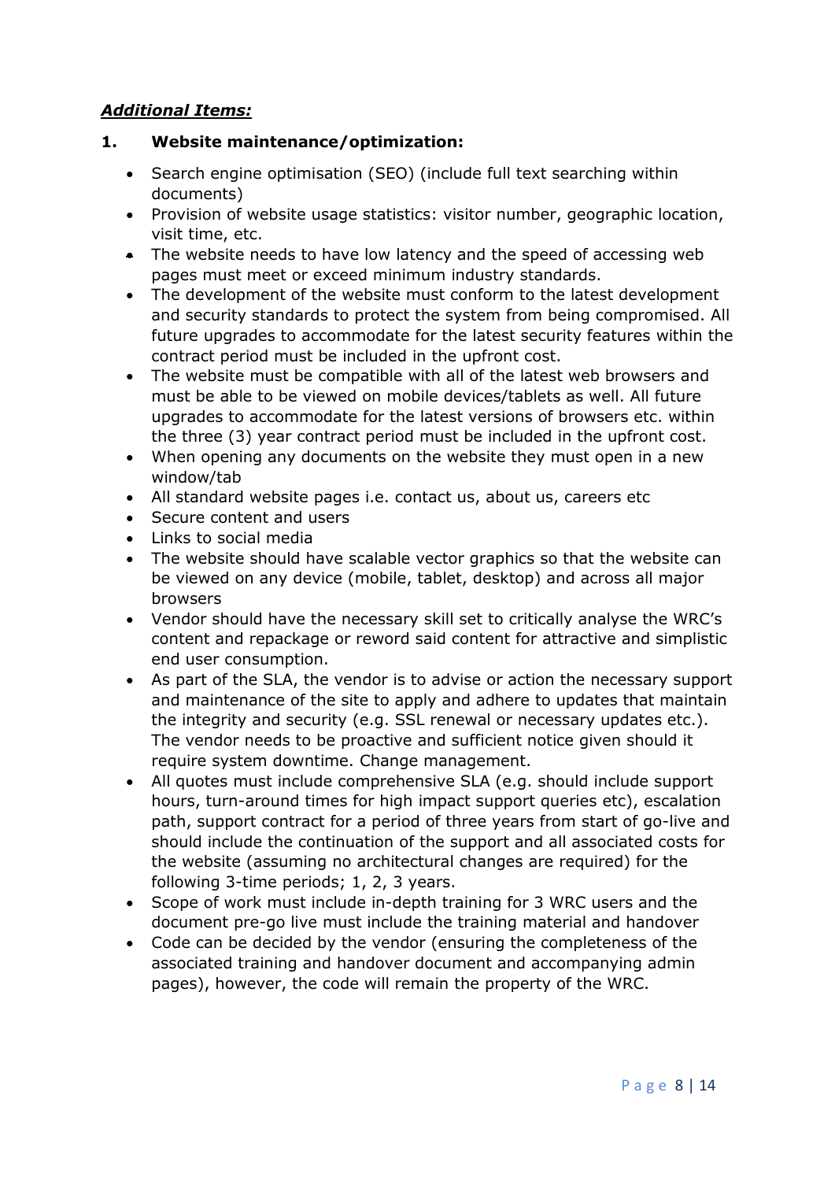***Additional Items:***

**1. Website maintenance/optimization:**

- Search engine optimisation (SEO) (include full text searching within documents)
- Provision of website usage statistics: visitor number, geographic location, visit time, etc.
- The website needs to have low latency and the speed of accessing web pages must meet or exceed minimum industry standards.
- The development of the website must conform to the latest development and security standards to protect the system from being compromised. All future upgrades to accommodate for the latest security features within the contract period must be included in the upfront cost.
- The website must be compatible with all of the latest web browsers and must be able to be viewed on mobile devices/tablets as well. All future upgrades to accommodate for the latest versions of browsers etc. within the three (3) year contract period must be included in the upfront cost.
- When opening any documents on the website they must open in a new window/tab
- All standard website pages i.e. contact us, about us, careers etc
- Secure content and users
- Links to social media
- The website should have scalable vector graphics so that the website can be viewed on any device (mobile, tablet, desktop) and across all major browsers
- Vendor should have the necessary skill set to critically analyse the WRC's content and repackage or reword said content for attractive and simplistic end user consumption.
- As part of the SLA, the vendor is to advise or action the necessary support and maintenance of the site to apply and adhere to updates that maintain the integrity and security (e.g. SSL renewal or necessary updates etc.). The vendor needs to be proactive and sufficient notice given should it require system downtime. Change management.
- All quotes must include comprehensive SLA (e.g. should include support hours, turn-around times for high impact support queries etc), escalation path, support contract for a period of three years from start of go-live and should include the continuation of the support and all associated costs for the website (assuming no architectural changes are required) for the following 3-time periods; 1, 2, 3 years.
- Scope of work must include in-depth training for 3 WRC users and the document pre-go live must include the training material and handover
- Code can be decided by the vendor (ensuring the completeness of the associated training and handover document and accompanying admin pages), however, the code will remain the property of the WRC.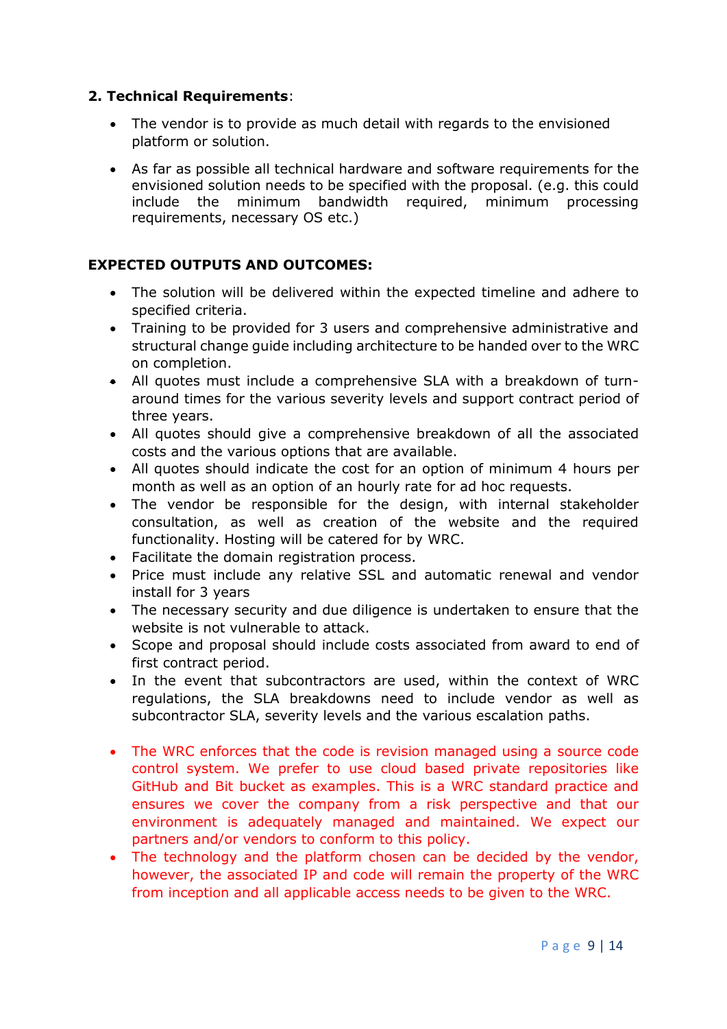## 2. Technical Requirements:

- The vendor is to provide as much detail with regards to the envisioned platform or solution.
- As far as possible all technical hardware and software requirements for the envisioned solution needs to be specified with the proposal. (e.g. this could include the minimum bandwidth required, minimum processing requirements, necessary OS etc.)

**EXPECTED OUTPUTS AND OUTCOMES:**

- The solution will be delivered within the expected timeline and adhere to specified criteria.
- Training to be provided for 3 users and comprehensive administrative and structural change guide including architecture to be handed over to the WRC on completion.
- All quotes must include a comprehensive SLA with a breakdown of turn-around times for the various severity levels and support contract period of three years.
- All quotes should give a comprehensive breakdown of all the associated costs and the various options that are available.
- All quotes should indicate the cost for an option of minimum 4 hours per month as well as an option of an hourly rate for ad hoc requests.
- The vendor be responsible for the design, with internal stakeholder consultation, as well as creation of the website and the required functionality. Hosting will be catered for by WRC.
- Facilitate the domain registration process.
- Price must include any relative SSL and automatic renewal and vendor install for 3 years
- The necessary security and due diligence is undertaken to ensure that the website is not vulnerable to attack.
- Scope and proposal should include costs associated from award to end of first contract period.
- In the event that subcontractors are used, within the context of WRC regulations, the SLA breakdowns need to include vendor as well as subcontractor SLA, severity levels and the various escalation paths.

- The WRC enforces that the code is revision managed using a source code control system. We prefer to use cloud based private repositories like GitHub and Bit bucket as examples. This is a WRC standard practice and ensures we cover the company from a risk perspective and that our environment is adequately managed and maintained. We expect our partners and/or vendors to conform to this policy.
- The technology and the platform chosen can be decided by the vendor, however, the associated IP and code will remain the property of the WRC from inception and all applicable access needs to be given to the WRC.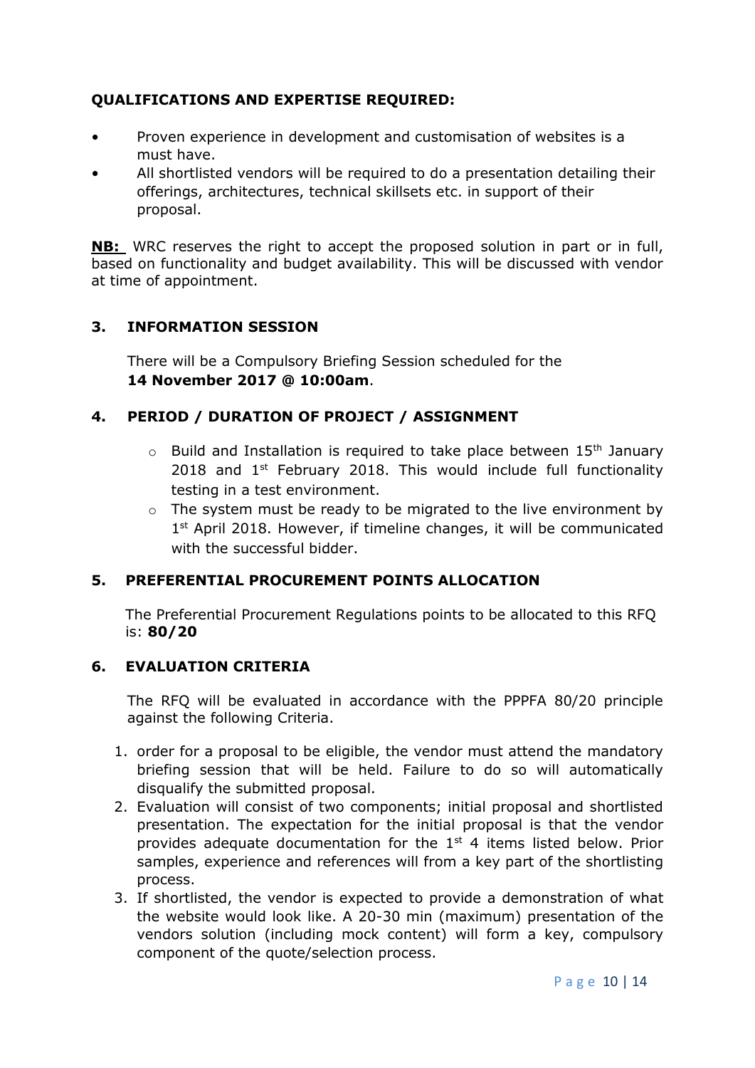**QUALIFICATIONS AND EXPERTISE REQUIRED:**

- Proven experience in development and customisation of websites is a must have.
- All shortlisted vendors will be required to do a presentation detailing their offerings, architectures, technical skillsets etc. in support of their proposal.

**NB:** WRC reserves the right to accept the proposed solution in part or in full, based on functionality and budget availability. This will be discussed with vendor at time of appointment.

## 3. INFORMATION SESSION

There will be a Compulsory Briefing Session scheduled for the **14 November 2017 @ 10:00am**.

## 4. PERIOD / DURATION OF PROJECT / ASSIGNMENT

- Build and Installation is required to take place between 15th January 2018 and 1st February 2018. This would include full functionality testing in a test environment.
- The system must be ready to be migrated to the live environment by 1st April 2018. However, if timeline changes, it will be communicated with the successful bidder.

## 5. PREFERENTIAL PROCUREMENT POINTS ALLOCATION

The Preferential Procurement Regulations points to be allocated to this RFQ is: **80/20**

## 6. EVALUATION CRITERIA

The RFQ will be evaluated in accordance with the PPPFA 80/20 principle against the following Criteria.

1. order for a proposal to be eligible, the vendor must attend the mandatory briefing session that will be held. Failure to do so will automatically disqualify the submitted proposal.
2. Evaluation will consist of two components; initial proposal and shortlisted presentation. The expectation for the initial proposal is that the vendor provides adequate documentation for the 1st 4 items listed below. Prior samples, experience and references will from a key part of the shortlisting process.
3. If shortlisted, the vendor is expected to provide a demonstration of what the website would look like. A 20-30 min (maximum) presentation of the vendors solution (including mock content) will form a key, compulsory component of the quote/selection process.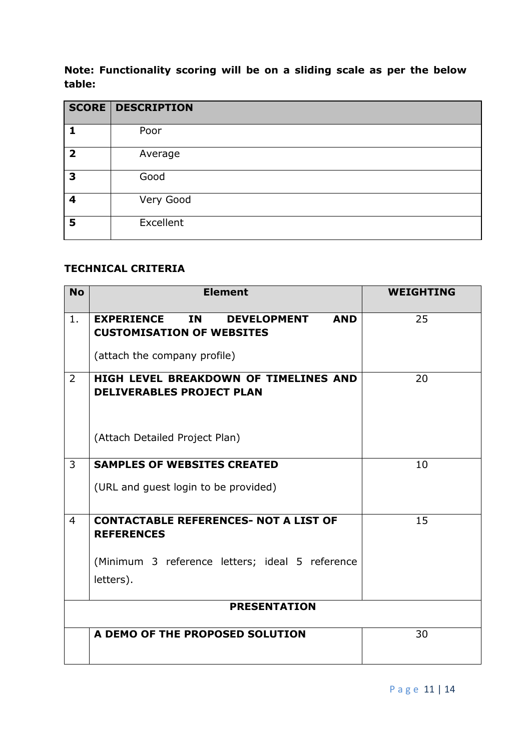**Note: Functionality scoring will be on a sliding scale as per the below table:**

| SCORE | DESCRIPTION |
|---|---|
| **1** | Poor |
| **2** | Average |
| **3** | Good |
| **4** | Very Good |
| **5** | Excellent |

**TECHNICAL CRITERIA**

| No | Element | WEIGHTING |
|---|---|---|
| 1. | **EXPERIENCE IN DEVELOPMENT AND CUSTOMISATION OF WEBSITES**<br><br>(attach the company profile) | 25 |
| 2 | **HIGH LEVEL BREAKDOWN OF TIMELINES AND DELIVERABLES PROJECT PLAN**<br><br>(Attach Detailed Project Plan) | 20 |
| 3 | **SAMPLES OF WEBSITES CREATED**<br><br>(URL and guest login to be provided) | 10 |
| 4 | **CONTACTABLE REFERENCES- NOT A LIST OF REFERENCES**<br><br>(Minimum 3 reference letters; ideal 5 reference letters). | 15 |
| | **PRESENTATION** | |
| | **A DEMO OF THE PROPOSED SOLUTION** | 30 |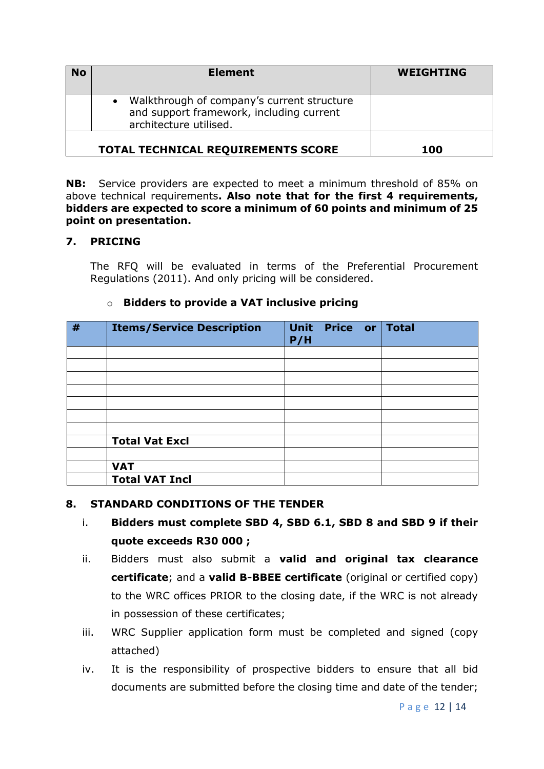| No | Element | WEIGHTING |
|---|---|---|
| | • Walkthrough of company's current structure and support framework, including current architecture utilised. | |
| | **TOTAL TECHNICAL REQUIREMENTS SCORE** | **100** |

**NB:** Service providers are expected to meet a minimum threshold of 85% on above technical requirements**. Also note that for the first 4 requirements, bidders are expected to score a minimum of 60 points and minimum of 25 point on presentation.**

## 7. PRICING

The RFQ will be evaluated in terms of the Preferential Procurement Regulations (2011). And only pricing will be considered.

- **Bidders to provide a VAT inclusive pricing**

| # | Items/Service Description | Unit Price or P/H | Total |
|---|---|---|---|
| | | | |
| | | | |
| | | | |
| | | | |
| | | | |
| | | | |
| | | | |
| | **Total Vat Excl** | | |
| | | | |
| | **VAT** | | |
| | **Total VAT Incl** | | |

## 8. STANDARD CONDITIONS OF THE TENDER

i. **Bidders must complete SBD 4, SBD 6.1, SBD 8 and SBD 9 if their quote exceeds R30 000 ;**

ii. Bidders must also submit a **valid and original tax clearance certificate**; and a **valid B-BBEE certificate** (original or certified copy) to the WRC offices PRIOR to the closing date, if the WRC is not already in possession of these certificates;

iii. WRC Supplier application form must be completed and signed (copy attached)

iv. It is the responsibility of prospective bidders to ensure that all bid documents are submitted before the closing time and date of the tender;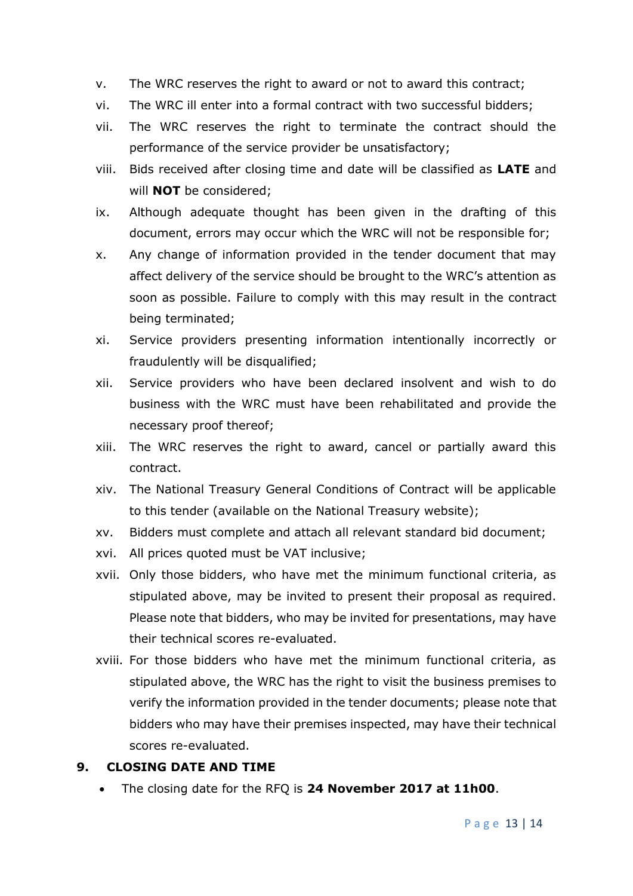v. The WRC reserves the right to award or not to award this contract;
vi. The WRC ill enter into a formal contract with two successful bidders;
vii. The WRC reserves the right to terminate the contract should the performance of the service provider be unsatisfactory;
viii. Bids received after closing time and date will be classified as **LATE** and will **NOT** be considered;
ix. Although adequate thought has been given in the drafting of this document, errors may occur which the WRC will not be responsible for;
x. Any change of information provided in the tender document that may affect delivery of the service should be brought to the WRC's attention as soon as possible. Failure to comply with this may result in the contract being terminated;
xi. Service providers presenting information intentionally incorrectly or fraudulently will be disqualified;
xii. Service providers who have been declared insolvent and wish to do business with the WRC must have been rehabilitated and provide the necessary proof thereof;
xiii. The WRC reserves the right to award, cancel or partially award this contract.
xiv. The National Treasury General Conditions of Contract will be applicable to this tender (available on the National Treasury website);
xv. Bidders must complete and attach all relevant standard bid document;
xvi. All prices quoted must be VAT inclusive;
xvii. Only those bidders, who have met the minimum functional criteria, as stipulated above, may be invited to present their proposal as required. Please note that bidders, who may be invited for presentations, may have their technical scores re-evaluated.
xviii. For those bidders who have met the minimum functional criteria, as stipulated above, the WRC has the right to visit the business premises to verify the information provided in the tender documents; please note that bidders who may have their premises inspected, may have their technical scores re-evaluated.

## 9. CLOSING DATE AND TIME

- The closing date for the RFQ is **24 November 2017 at 11h00**.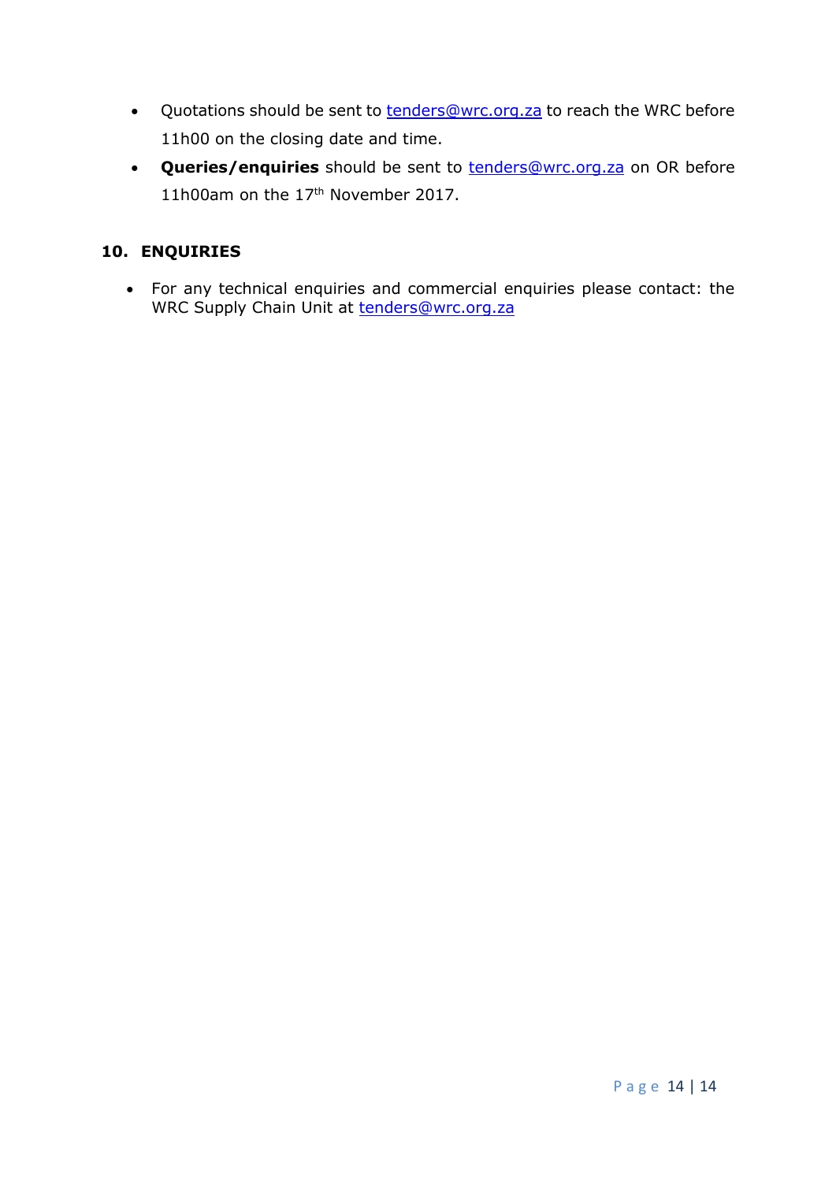- Quotations should be sent to tenders@wrc.org.za to reach the WRC before 11h00 on the closing date and time.
- **Queries/enquiries** should be sent to tenders@wrc.org.za on OR before 11h00am on the 17th November 2017.

## 10. ENQUIRIES

- For any technical enquiries and commercial enquiries please contact: the WRC Supply Chain Unit at tenders@wrc.org.za